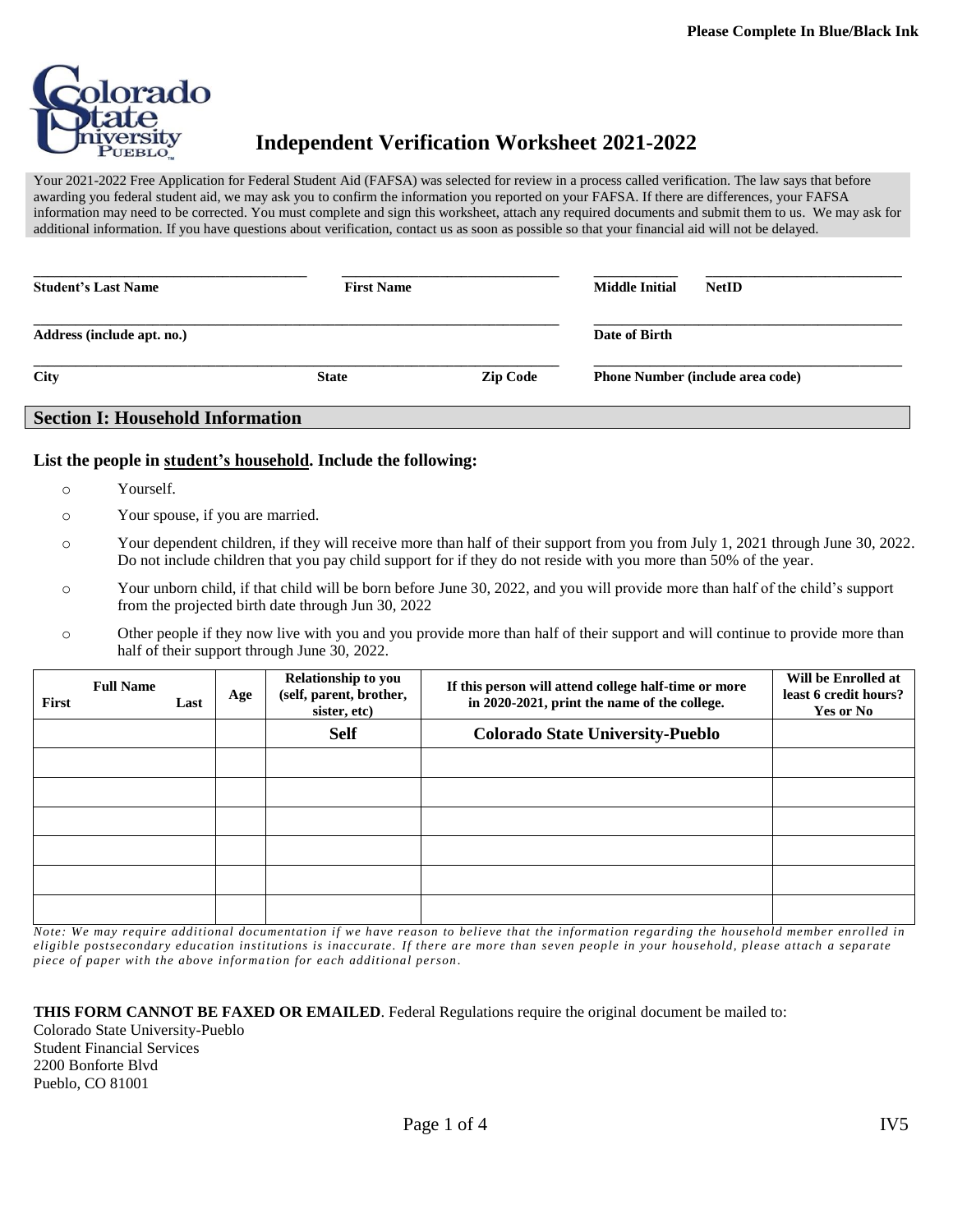Please Complete In Blue/Black Ink

# Independent Verification Worksheet 2021-2022

Your 2021-2022 Free Application for Federal Student Aid (FAFSA) was selected for review in a process called verification. The law says that before awarding you federal student aid, we may ask you to confirm the information you reported on your FAFSA. If there are differences, your FAFSA information may need to be corrected. You must complete and sign this worksheet, attach any required documents and submit them to us. We may ask for additional information. If you have questions about verification, contact us as soon as possible so that your financial aid will not be delayed.

**Student's Last Name** ______________________ **First Name** ______________________ **Middle Initial** ________ **NetID** ______________________

**Address (include apt. no.)** ____________________________________________ **Date of Birth** ______________________

**City** ______________________ **State** __________ **Zip Code** __________ **Phone Number (include area code)** ______________________

## Section I: Household Information

**List the people in student's household. Include the following:**

- Yourself.
- Your spouse, if you are married.
- Your dependent children, if they will receive more than half of their support from you from July 1, 2021 through June 30, 2022. Do not include children that you pay child support for if they do not reside with you more than 50% of the year.
- Your unborn child, if that child will be born before June 30, 2022, and you will provide more than half of the child's support from the projected birth date through Jun 30, 2022
- Other people if they now live with you and you provide more than half of their support and will continue to provide more than half of their support through June 30, 2022.

| Full Name (First / Last) | Age | Relationship to you (self, parent, brother, sister, etc) | If this person will attend college half-time or more in 2020-2021, print the name of the college. | Will be Enrolled at least 6 credit hours? Yes or No |
|---|---|---|---|---|
| | | **Self** | **Colorado State University-Pueblo** | |
| | | | | |
| | | | | |
| | | | | |
| | | | | |
| | | | | |
| | | | | |

*Note: We may require additional documentation if we have reason to believe that the information regarding the household member enrolled in eligible postsecondary education institutions is inaccurate. If there are more than seven people in your household, please attach a separate piece of paper with the above information for each additional person.*

**THIS FORM CANNOT BE FAXED OR EMAILED**. Federal Regulations require the original document be mailed to:

Colorado State University-Pueblo
Student Financial Services
2200 Bonforte Blvd
Pueblo, CO 81001

IV5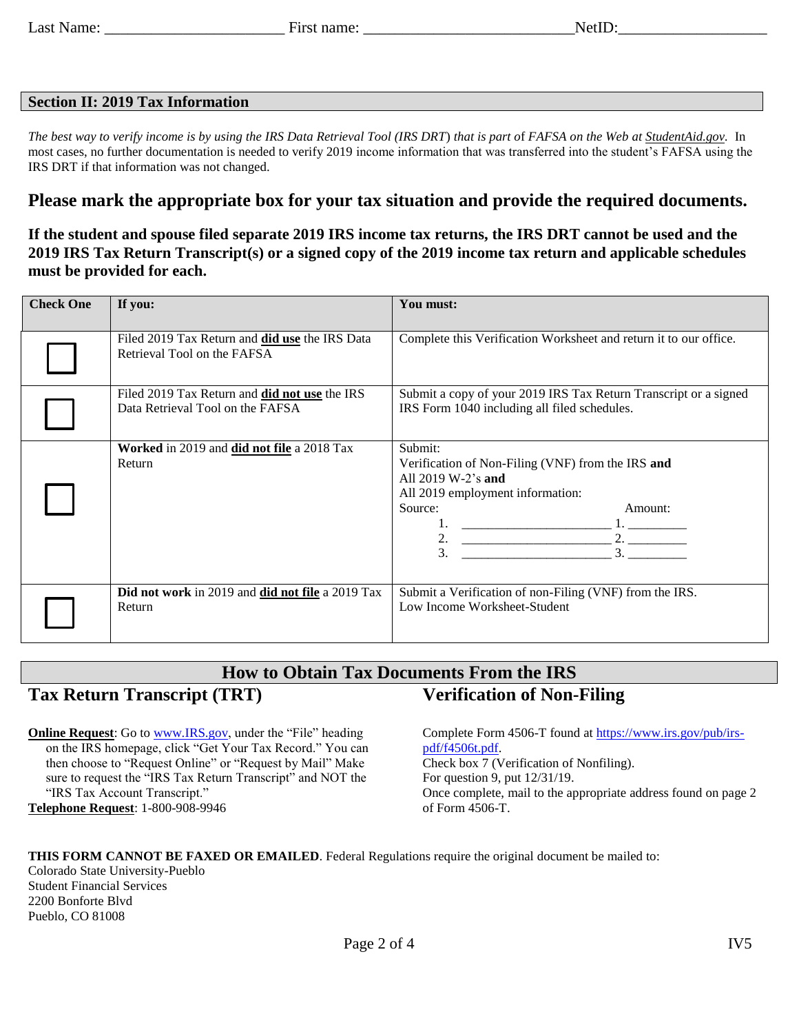Last Name: ______________________ First name: __________________________ NetID:___________________

## Section II: 2019 Tax Information

*The best way to verify income is by using the IRS Data Retrieval Tool (IRS DRT) that is part of FAFSA on the Web at StudentAid.gov.* In most cases, no further documentation is needed to verify 2019 income information that was transferred into the student's FAFSA using the IRS DRT if that information was not changed.

## Please mark the appropriate box for your tax situation and provide the required documents.

**If the student and spouse filed separate 2019 IRS income tax returns, the IRS DRT cannot be used and the 2019 IRS Tax Return Transcript(s) or a signed copy of the 2019 income tax return and applicable schedules must be provided for each.**

| Check One | If you: | You must: |
|---|---|---|
| ☐ | Filed 2019 Tax Return and **did use** the IRS Data Retrieval Tool on the FAFSA | Complete this Verification Worksheet and return it to our office. |
| ☐ | Filed 2019 Tax Return and **did not use** the IRS Data Retrieval Tool on the FAFSA | Submit a copy of your 2019 IRS Tax Return Transcript or a signed IRS Form 1040 including all filed schedules. |
| ☐ | **Worked** in 2019 and **did not file** a 2018 Tax Return | Submit:<br>Verification of Non-Filing (VNF) from the IRS **and**<br>All 2019 W-2's **and**<br>All 2019 employment information:<br>Source: Amount:<br>1. ______________________ 1. _________<br>2. ______________________ 2. _________<br>3. ______________________ 3. _________ |
| ☐ | **Did not work** in 2019 and **did not file** a 2019 Tax Return | Submit a Verification of non-Filing (VNF) from the IRS.<br>Low Income Worksheet-Student |

## How to Obtain Tax Documents From the IRS

### Tax Return Transcript (TRT)

**Online Request**: Go to www.IRS.gov, under the "File" heading on the IRS homepage, click "Get Your Tax Record." You can then choose to "Request Online" or "Request by Mail" Make sure to request the "IRS Tax Return Transcript" and NOT the "IRS Tax Account Transcript."

**Telephone Request**: 1-800-908-9946

### Verification of Non-Filing

Complete Form 4506-T found at https://www.irs.gov/pub/irs-pdf/f4506t.pdf.
Check box 7 (Verification of Nonfiling).
For question 9, put 12/31/19.
Once complete, mail to the appropriate address found on page 2 of Form 4506-T.

**THIS FORM CANNOT BE FAXED OR EMAILED**. Federal Regulations require the original document be mailed to:
Colorado State University-Pueblo
Student Financial Services
2200 Bonforte Blvd
Pueblo, CO 81008

IV5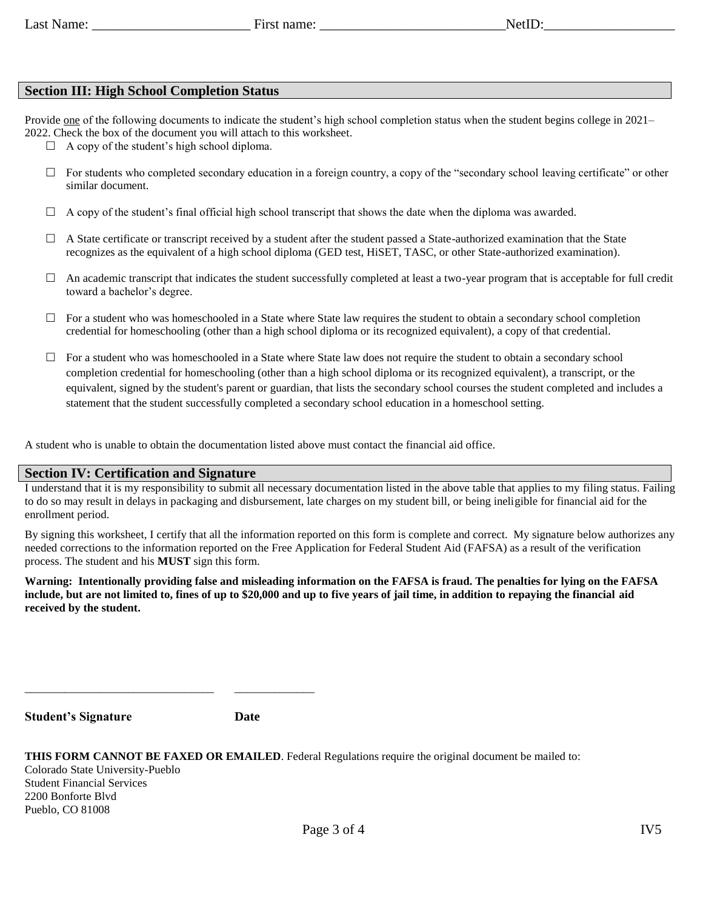Last Name: ______________________ First name: __________________________ NetID: __________________

## Section III: High School Completion Status

Provide one of the following documents to indicate the student's high school completion status when the student begins college in 2021–2022. Check the box of the document you will attach to this worksheet.

- ☐ A copy of the student's high school diploma.
- ☐ For students who completed secondary education in a foreign country, a copy of the "secondary school leaving certificate" or other similar document.
- ☐ A copy of the student's final official high school transcript that shows the date when the diploma was awarded.
- ☐ A State certificate or transcript received by a student after the student passed a State-authorized examination that the State recognizes as the equivalent of a high school diploma (GED test, HiSET, TASC, or other State-authorized examination).
- ☐ An academic transcript that indicates the student successfully completed at least a two-year program that is acceptable for full credit toward a bachelor's degree.
- ☐ For a student who was homeschooled in a State where State law requires the student to obtain a secondary school completion credential for homeschooling (other than a high school diploma or its recognized equivalent), a copy of that credential.
- ☐ For a student who was homeschooled in a State where State law does not require the student to obtain a secondary school completion credential for homeschooling (other than a high school diploma or its recognized equivalent), a transcript, or the equivalent, signed by the student's parent or guardian, that lists the secondary school courses the student completed and includes a statement that the student successfully completed a secondary school education in a homeschool setting.

A student who is unable to obtain the documentation listed above must contact the financial aid office.

## Section IV: Certification and Signature

I understand that it is my responsibility to submit all necessary documentation listed in the above table that applies to my filing status. Failing to do so may result in delays in packaging and disbursement, late charges on my student bill, or being ineligible for financial aid for the enrollment period.

By signing this worksheet, I certify that all the information reported on this form is complete and correct. My signature below authorizes any needed corrections to the information reported on the Free Application for Federal Student Aid (FAFSA) as a result of the verification process. The student and his **MUST** sign this form.

**Warning: Intentionally providing false and misleading information on the FAFSA is fraud. The penalties for lying on the FAFSA include, but are not limited to, fines of up to $20,000 and up to five years of jail time, in addition to repaying the financial aid received by the student.**

______________________________ ____________

**Student's Signature** **Date**

**THIS FORM CANNOT BE FAXED OR EMAILED**. Federal Regulations require the original document be mailed to:
Colorado State University-Pueblo
Student Financial Services
2200 Bonforte Blvd
Pueblo, CO 81008

IV5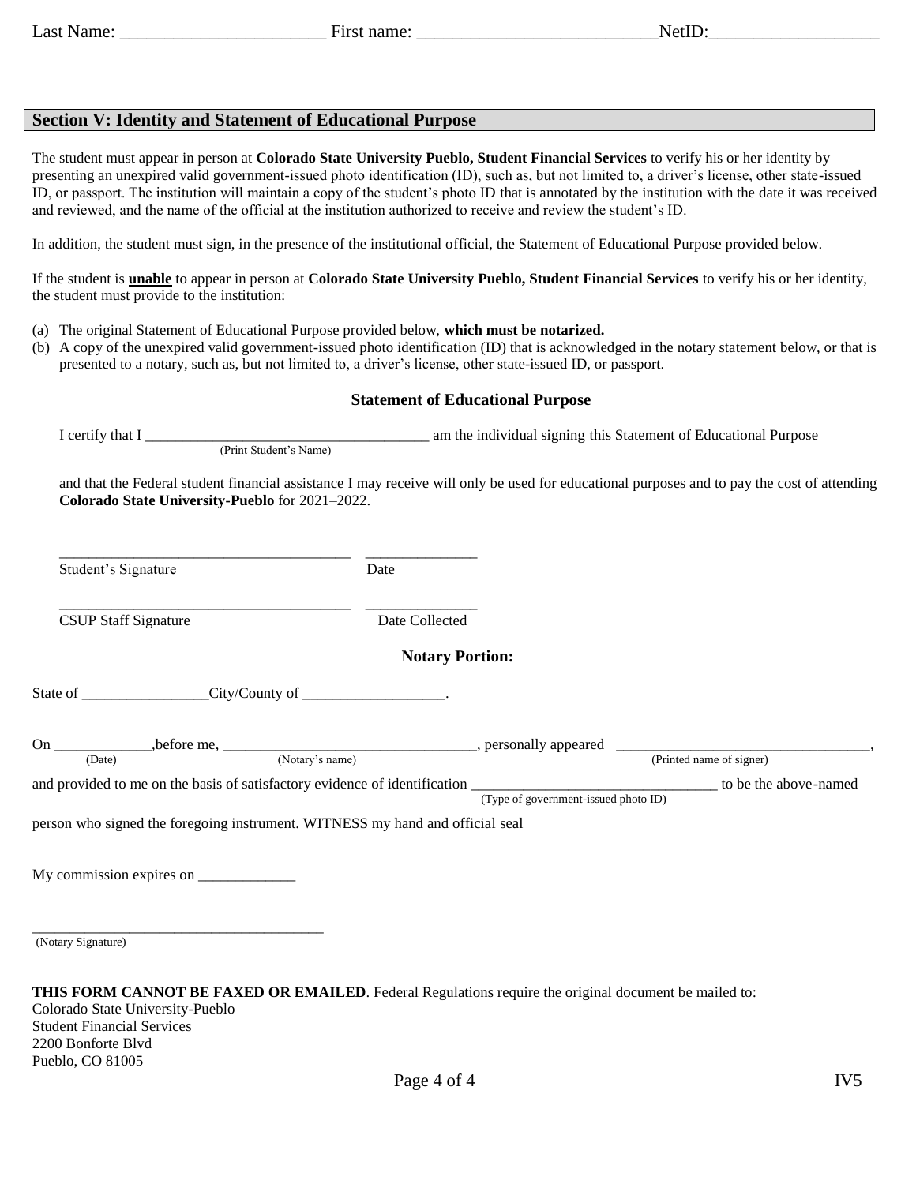Last Name: _______________________ First name: ___________________________NetID:___________________

## Section V: Identity and Statement of Educational Purpose

The student must appear in person at **Colorado State University Pueblo, Student Financial Services** to verify his or her identity by presenting an unexpired valid government-issued photo identification (ID), such as, but not limited to, a driver's license, other state-issued ID, or passport. The institution will maintain a copy of the student's photo ID that is annotated by the institution with the date it was received and reviewed, and the name of the official at the institution authorized to receive and review the student's ID.

In addition, the student must sign, in the presence of the institutional official, the Statement of Educational Purpose provided below.

If the student is **unable** to appear in person at **Colorado State University Pueblo, Student Financial Services** to verify his or her identity, the student must provide to the institution:

(a) The original Statement of Educational Purpose provided below, **which must be notarized.**
(b) A copy of the unexpired valid government-issued photo identification (ID) that is acknowledged in the notary statement below, or that is presented to a notary, such as, but not limited to, a driver's license, other state-issued ID, or passport.

### Statement of Educational Purpose

I certify that I _____________________________________ am the individual signing this Statement of Educational Purpose
(Print Student's Name)

and that the Federal student financial assistance I may receive will only be used for educational purposes and to pay the cost of attending **Colorado State University-Pueblo** for 2021–2022.

_____________________________________ ______________
Student's Signature Date

_____________________________________ ______________
CSUP Staff Signature Date Collected

**Notary Portion:**

State of ________________City/County of __________________.

On ____________,before me, _________________________________, personally appeared _________________________________,
(Date) (Notary's name) (Printed name of signer)

and provided to me on the basis of satisfactory evidence of identification ________________________________ to be the above-named
(Type of government-issued photo ID)

person who signed the foregoing instrument. WITNESS my hand and official seal

My commission expires on ____________

_______________________________________
(Notary Signature)

**THIS FORM CANNOT BE FAXED OR EMAILED**. Federal Regulations require the original document be mailed to:
Colorado State University-Pueblo
Student Financial Services
2200 Bonforte Blvd
Pueblo, CO 81005

IV5